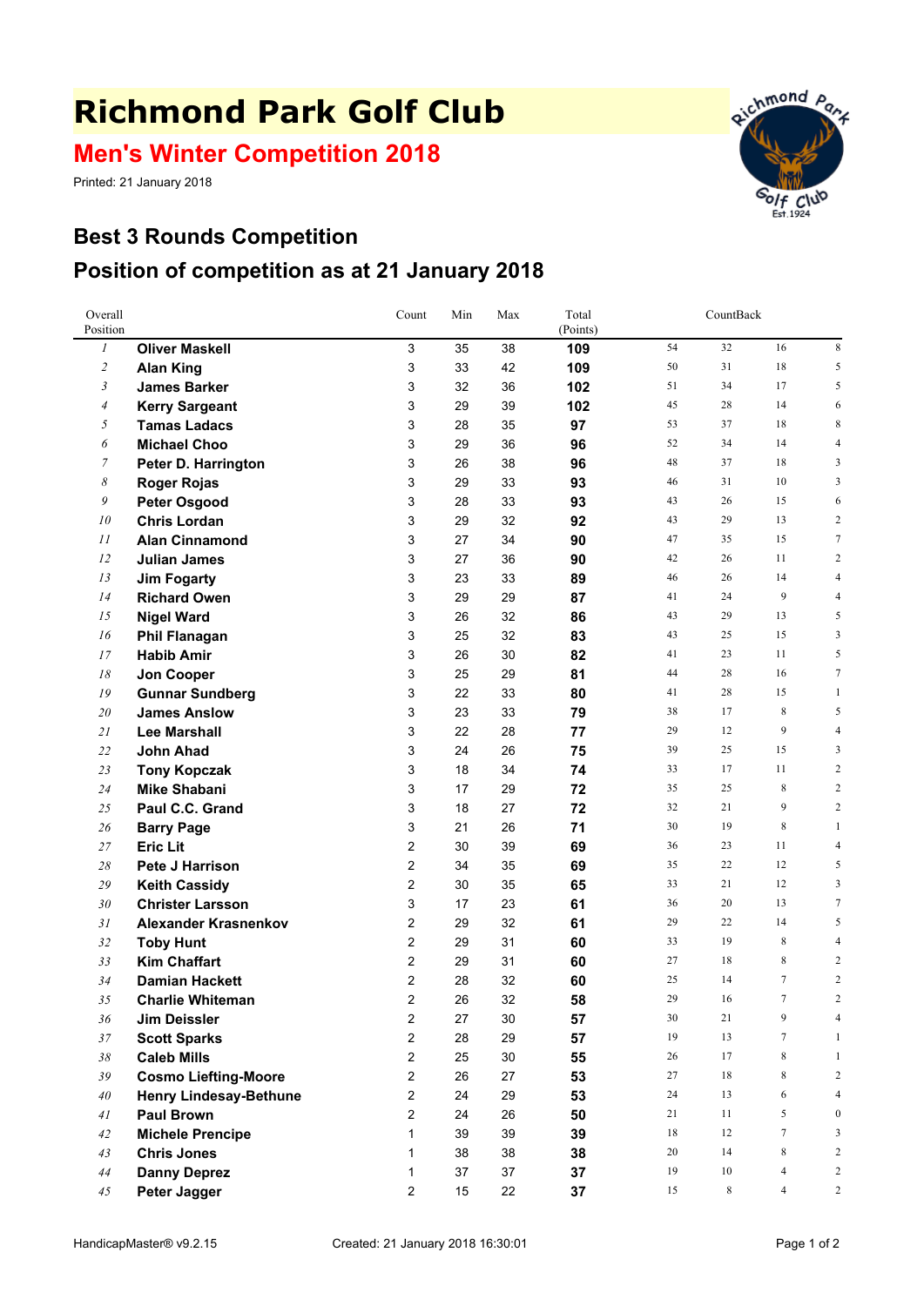# Richmond Park Golf Club

## Men's Winter Competition 2018

Printed: 21 January 2018

## Best 3 Rounds Competition

## Position of competition as at 21 January 2018

| Overall Position | | Count | Min | Max | Total (Points) | CountBack | | | |
|---|---|---|---|---|---|---|---|---|---|
| 1 | **Oliver Maskell** | 3 | 35 | 38 | **109** | 54 | 32 | 16 | 8 |
| 2 | **Alan King** | 3 | 33 | 42 | **109** | 50 | 31 | 18 | 5 |
| 3 | **James Barker** | 3 | 32 | 36 | **102** | 51 | 34 | 17 | 5 |
| 4 | **Kerry Sargeant** | 3 | 29 | 39 | **102** | 45 | 28 | 14 | 6 |
| 5 | **Tamas Ladacs** | 3 | 28 | 35 | **97** | 53 | 37 | 18 | 8 |
| 6 | **Michael Choo** | 3 | 29 | 36 | **96** | 52 | 34 | 14 | 4 |
| 7 | **Peter D. Harrington** | 3 | 26 | 38 | **96** | 48 | 37 | 18 | 3 |
| 8 | **Roger Rojas** | 3 | 29 | 33 | **93** | 46 | 31 | 10 | 3 |
| 9 | **Peter Osgood** | 3 | 28 | 33 | **93** | 43 | 26 | 15 | 6 |
| 10 | **Chris Lordan** | 3 | 29 | 32 | **92** | 43 | 29 | 13 | 2 |
| 11 | **Alan Cinnamond** | 3 | 27 | 34 | **90** | 47 | 35 | 15 | 7 |
| 12 | **Julian James** | 3 | 27 | 36 | **90** | 42 | 26 | 11 | 2 |
| 13 | **Jim Fogarty** | 3 | 23 | 33 | **89** | 46 | 26 | 14 | 4 |
| 14 | **Richard Owen** | 3 | 29 | 29 | **87** | 41 | 24 | 9 | 4 |
| 15 | **Nigel Ward** | 3 | 26 | 32 | **86** | 43 | 29 | 13 | 5 |
| 16 | **Phil Flanagan** | 3 | 25 | 32 | **83** | 43 | 25 | 15 | 3 |
| 17 | **Habib Amir** | 3 | 26 | 30 | **82** | 41 | 23 | 11 | 5 |
| 18 | **Jon Cooper** | 3 | 25 | 29 | **81** | 44 | 28 | 16 | 7 |
| 19 | **Gunnar Sundberg** | 3 | 22 | 33 | **80** | 41 | 28 | 15 | 1 |
| 20 | **James Anslow** | 3 | 23 | 33 | **79** | 38 | 17 | 8 | 5 |
| 21 | **Lee Marshall** | 3 | 22 | 28 | **77** | 29 | 12 | 9 | 4 |
| 22 | **John Ahad** | 3 | 24 | 26 | **75** | 39 | 25 | 15 | 3 |
| 23 | **Tony Kopczak** | 3 | 18 | 34 | **74** | 33 | 17 | 11 | 2 |
| 24 | **Mike Shabani** | 3 | 17 | 29 | **72** | 35 | 25 | 8 | 2 |
| 25 | **Paul C.C. Grand** | 3 | 18 | 27 | **72** | 32 | 21 | 9 | 2 |
| 26 | **Barry Page** | 3 | 21 | 26 | **71** | 30 | 19 | 8 | 1 |
| 27 | **Eric Lit** | 2 | 30 | 39 | **69** | 36 | 23 | 11 | 4 |
| 28 | **Pete J Harrison** | 2 | 34 | 35 | **69** | 35 | 22 | 12 | 5 |
| 29 | **Keith Cassidy** | 2 | 30 | 35 | **65** | 33 | 21 | 12 | 3 |
| 30 | **Christer Larsson** | 3 | 17 | 23 | **61** | 36 | 20 | 13 | 7 |
| 31 | **Alexander Krasnenkov** | 2 | 29 | 32 | **61** | 29 | 22 | 14 | 5 |
| 32 | **Toby Hunt** | 2 | 29 | 31 | **60** | 33 | 19 | 8 | 4 |
| 33 | **Kim Chaffart** | 2 | 29 | 31 | **60** | 27 | 18 | 8 | 2 |
| 34 | **Damian Hackett** | 2 | 28 | 32 | **60** | 25 | 14 | 7 | 2 |
| 35 | **Charlie Whiteman** | 2 | 26 | 32 | **58** | 29 | 16 | 7 | 2 |
| 36 | **Jim Deissler** | 2 | 27 | 30 | **57** | 30 | 21 | 9 | 4 |
| 37 | **Scott Sparks** | 2 | 28 | 29 | **57** | 19 | 13 | 7 | 1 |
| 38 | **Caleb Mills** | 2 | 25 | 30 | **55** | 26 | 17 | 8 | 1 |
| 39 | **Cosmo Liefting-Moore** | 2 | 26 | 27 | **53** | 27 | 18 | 8 | 2 |
| 40 | **Henry Lindesay-Bethune** | 2 | 24 | 29 | **53** | 24 | 13 | 6 | 4 |
| 41 | **Paul Brown** | 2 | 24 | 26 | **50** | 21 | 11 | 5 | 0 |
| 42 | **Michele Prencipe** | 1 | 39 | 39 | **39** | 18 | 12 | 7 | 3 |
| 43 | **Chris Jones** | 1 | 38 | 38 | **38** | 20 | 14 | 8 | 2 |
| 44 | **Danny Deprez** | 1 | 37 | 37 | **37** | 19 | 10 | 4 | 2 |
| 45 | **Peter Jagger** | 2 | 15 | 22 | **37** | 15 | 8 | 4 | 2 |

HandicapMaster® v9.2.15 Created: 21 January 2018 16:30:01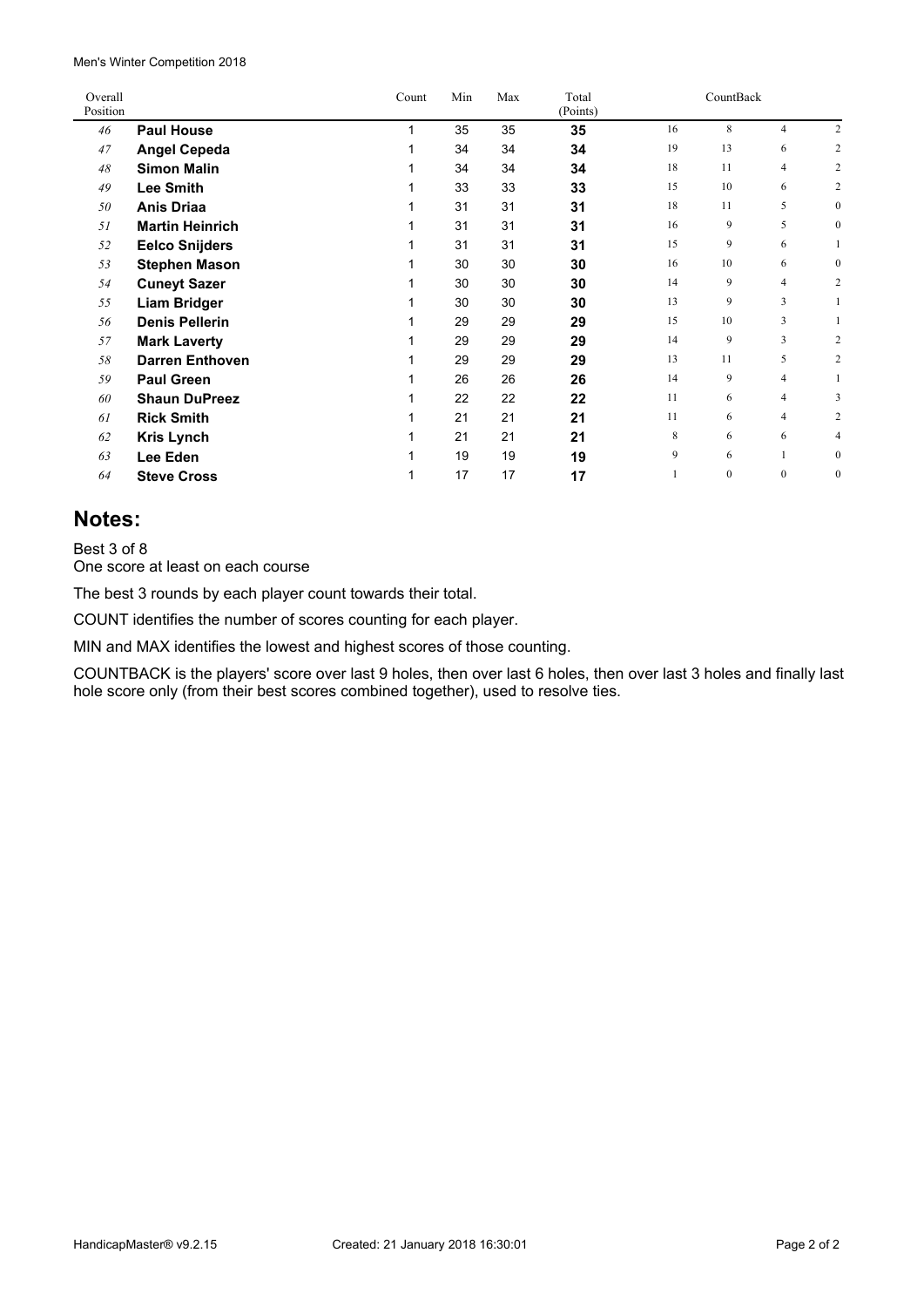Men's Winter Competition 2018

| Overall Position | | Count | Min | Max | Total (Points) | CountBack | | | |
|---|---|---|---|---|---|---|---|---|---|
| 46 | **Paul House** | 1 | 35 | 35 | **35** | 16 | 8 | 4 | 2 |
| 47 | **Angel Cepeda** | 1 | 34 | 34 | **34** | 19 | 13 | 6 | 2 |
| 48 | **Simon Malin** | 1 | 34 | 34 | **34** | 18 | 11 | 4 | 2 |
| 49 | **Lee Smith** | 1 | 33 | 33 | **33** | 15 | 10 | 6 | 2 |
| 50 | **Anis Driaa** | 1 | 31 | 31 | **31** | 18 | 11 | 5 | 0 |
| 51 | **Martin Heinrich** | 1 | 31 | 31 | **31** | 16 | 9 | 5 | 0 |
| 52 | **Eelco Snijders** | 1 | 31 | 31 | **31** | 15 | 9 | 6 | 1 |
| 53 | **Stephen Mason** | 1 | 30 | 30 | **30** | 16 | 10 | 6 | 0 |
| 54 | **Cuneyt Sazer** | 1 | 30 | 30 | **30** | 14 | 9 | 4 | 2 |
| 55 | **Liam Bridger** | 1 | 30 | 30 | **30** | 13 | 9 | 3 | 1 |
| 56 | **Denis Pellerin** | 1 | 29 | 29 | **29** | 15 | 10 | 3 | 1 |
| 57 | **Mark Laverty** | 1 | 29 | 29 | **29** | 14 | 9 | 3 | 2 |
| 58 | **Darren Enthoven** | 1 | 29 | 29 | **29** | 13 | 11 | 5 | 2 |
| 59 | **Paul Green** | 1 | 26 | 26 | **26** | 14 | 9 | 4 | 1 |
| 60 | **Shaun DuPreez** | 1 | 22 | 22 | **22** | 11 | 6 | 4 | 3 |
| 61 | **Rick Smith** | 1 | 21 | 21 | **21** | 11 | 6 | 4 | 2 |
| 62 | **Kris Lynch** | 1 | 21 | 21 | **21** | 8 | 6 | 6 | 4 |
| 63 | **Lee Eden** | 1 | 19 | 19 | **19** | 9 | 6 | 1 | 0 |
| 64 | **Steve Cross** | 1 | 17 | 17 | **17** | 1 | 0 | 0 | 0 |

## Notes:

Best 3 of 8
One score at least on each course

The best 3 rounds by each player count towards their total.

COUNT identifies the number of scores counting for each player.

MIN and MAX identifies the lowest and highest scores of those counting.

COUNTBACK is the players' score over last 9 holes, then over last 6 holes, then over last 3 holes and finally last hole score only (from their best scores combined together), used to resolve ties.

HandicapMaster® v9.2.15 Created: 21 January 2018 16:30:01